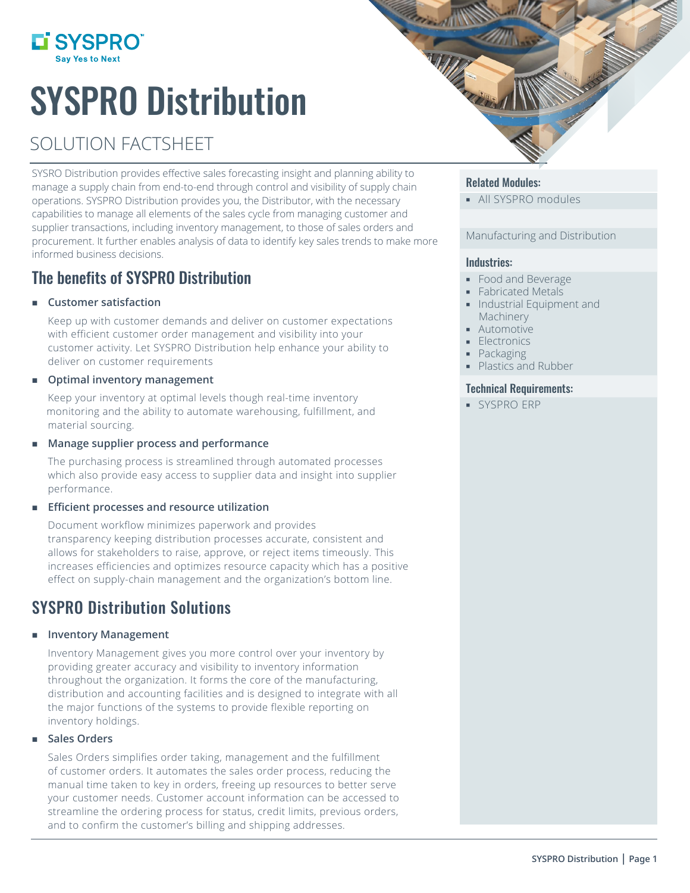# SYSPRO Distribution

## SOLUTION FACTSHEET

SYSRO Distribution provides effective sales forecasting insight and planning ability to manage a supply chain from end-to-end through control and visibility of supply chain operations. SYSPRO Distribution provides you, the Distributor, with the necessary capabilities to manage all elements of the sales cycle from managing customer and supplier transactions, including inventory management, to those of sales orders and procurement. It further enables analysis of data to identify key sales trends to make more informed business decisions.

## The benefits of SYSPRO Distribution

- **Customer satisfaction**

  Keep up with customer demands and deliver on customer expectations with efficient customer order management and visibility into your customer activity. Let SYSPRO Distribution help enhance your ability to deliver on customer requirements

- **Optimal inventory management**

  Keep your inventory at optimal levels though real-time inventory monitoring and the ability to automate warehousing, fulfillment, and material sourcing.

- **Manage supplier process and performance**

  The purchasing process is streamlined through automated processes which also provide easy access to supplier data and insight into supplier performance.

- **Efficient processes and resource utilization**

  Document workflow minimizes paperwork and provides transparency keeping distribution processes accurate, consistent and allows for stakeholders to raise, approve, or reject items timeously. This increases efficiencies and optimizes resource capacity which has a positive effect on supply-chain management and the organization's bottom line.

## SYSPRO Distribution Solutions

- **Inventory Management**

  Inventory Management gives you more control over your inventory by providing greater accuracy and visibility to inventory information throughout the organization. It forms the core of the manufacturing, distribution and accounting facilities and is designed to integrate with all the major functions of the systems to provide flexible reporting on inventory holdings.

- **Sales Orders**

  Sales Orders simplifies order taking, management and the fulfillment of customer orders. It automates the sales order process, reducing the manual time taken to key in orders, freeing up resources to better serve your customer needs. Customer account information can be accessed to streamline the ordering process for status, credit limits, previous orders, and to confirm the customer's billing and shipping addresses.

### Related Modules:

- All SYSPRO modules

Manufacturing and Distribution

### Industries:

- Food and Beverage
- Fabricated Metals
- Industrial Equipment and Machinery
- Automotive
- Electronics
- Packaging
- Plastics and Rubber

### Technical Requirements:

- SYSPRO ERP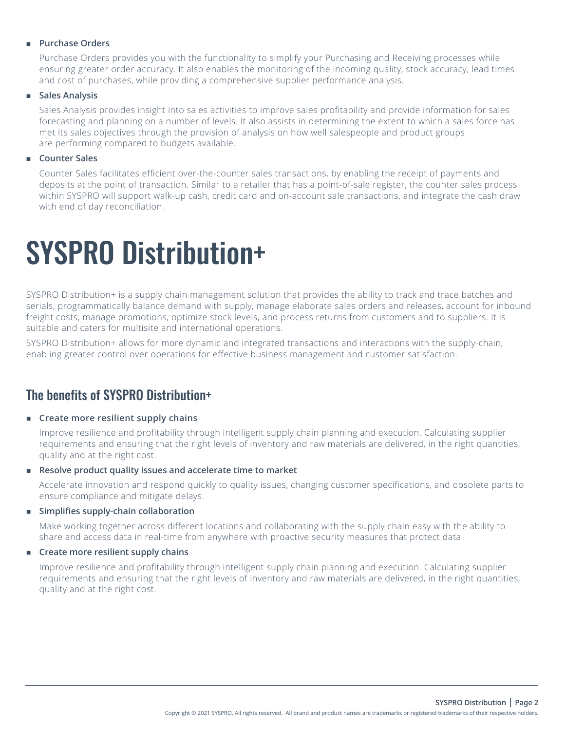- **Purchase Orders**

  Purchase Orders provides you with the functionality to simplify your Purchasing and Receiving processes while ensuring greater order accuracy. It also enables the monitoring of the incoming quality, stock accuracy, lead times and cost of purchases, while providing a comprehensive supplier performance analysis.

- **Sales Analysis**

  Sales Analysis provides insight into sales activities to improve sales profitability and provide information for sales forecasting and planning on a number of levels. It also assists in determining the extent to which a sales force has met its sales objectives through the provision of analysis on how well salespeople and product groups are performing compared to budgets available.

- **Counter Sales**

  Counter Sales facilitates efficient over-the-counter sales transactions, by enabling the receipt of payments and deposits at the point of transaction. Similar to a retailer that has a point-of-sale register, the counter sales process within SYSPRO will support walk-up cash, credit card and on-account sale transactions, and integrate the cash draw with end of day reconciliation.

# SYSPRO Distribution+

SYSPRO Distribution+ is a supply chain management solution that provides the ability to track and trace batches and serials, programmatically balance demand with supply, manage elaborate sales orders and releases, account for inbound freight costs, manage promotions, optimize stock levels, and process returns from customers and to suppliers. It is suitable and caters for multisite and international operations.

SYSPRO Distribution+ allows for more dynamic and integrated transactions and interactions with the supply-chain, enabling greater control over operations for effective business management and customer satisfaction.

## The benefits of SYSPRO Distribution+

- **Create more resilient supply chains**

  Improve resilience and profitability through intelligent supply chain planning and execution. Calculating supplier requirements and ensuring that the right levels of inventory and raw materials are delivered, in the right quantities, quality and at the right cost.

- **Resolve product quality issues and accelerate time to market**

  Accelerate innovation and respond quickly to quality issues, changing customer specifications, and obsolete parts to ensure compliance and mitigate delays.

- **Simplifies supply-chain collaboration**

  Make working together across different locations and collaborating with the supply chain easy with the ability to share and access data in real-time from anywhere with proactive security measures that protect data

- **Create more resilient supply chains**

  Improve resilience and profitability through intelligent supply chain planning and execution. Calculating supplier requirements and ensuring that the right levels of inventory and raw materials are delivered, in the right quantities, quality and at the right cost.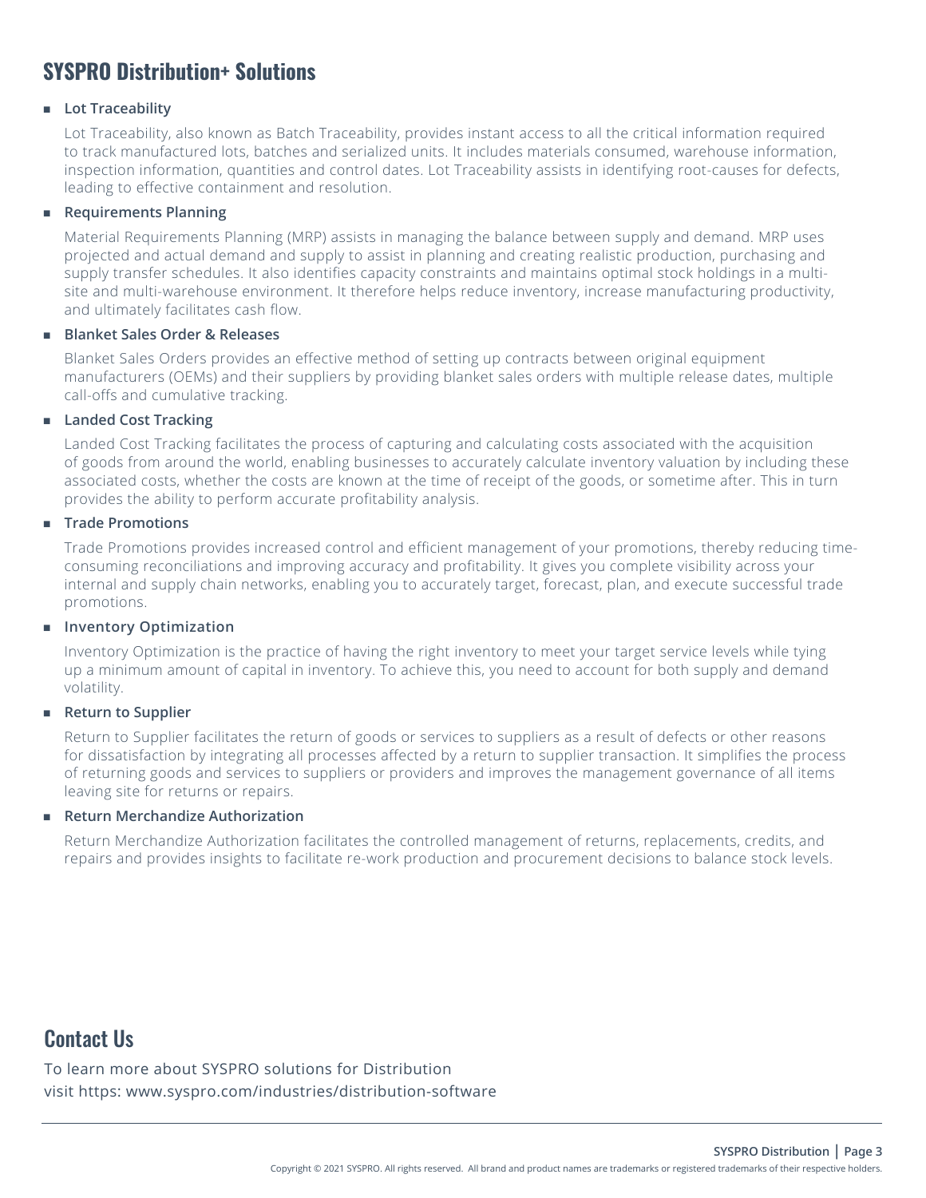## SYSPRO Distribution+ Solutions

- **Lot Traceability**

  Lot Traceability, also known as Batch Traceability, provides instant access to all the critical information required to track manufactured lots, batches and serialized units. It includes materials consumed, warehouse information, inspection information, quantities and control dates. Lot Traceability assists in identifying root-causes for defects, leading to effective containment and resolution.

- **Requirements Planning**

  Material Requirements Planning (MRP) assists in managing the balance between supply and demand. MRP uses projected and actual demand and supply to assist in planning and creating realistic production, purchasing and supply transfer schedules. It also identifies capacity constraints and maintains optimal stock holdings in a multi-site and multi-warehouse environment. It therefore helps reduce inventory, increase manufacturing productivity, and ultimately facilitates cash flow.

- **Blanket Sales Order & Releases**

  Blanket Sales Orders provides an effective method of setting up contracts between original equipment manufacturers (OEMs) and their suppliers by providing blanket sales orders with multiple release dates, multiple call-offs and cumulative tracking.

- **Landed Cost Tracking**

  Landed Cost Tracking facilitates the process of capturing and calculating costs associated with the acquisition of goods from around the world, enabling businesses to accurately calculate inventory valuation by including these associated costs, whether the costs are known at the time of receipt of the goods, or sometime after. This in turn provides the ability to perform accurate profitability analysis.

- **Trade Promotions**

  Trade Promotions provides increased control and efficient management of your promotions, thereby reducing time-consuming reconciliations and improving accuracy and profitability. It gives you complete visibility across your internal and supply chain networks, enabling you to accurately target, forecast, plan, and execute successful trade promotions.

- **Inventory Optimization**

  Inventory Optimization is the practice of having the right inventory to meet your target service levels while tying up a minimum amount of capital in inventory. To achieve this, you need to account for both supply and demand volatility.

- **Return to Supplier**

  Return to Supplier facilitates the return of goods or services to suppliers as a result of defects or other reasons for dissatisfaction by integrating all processes affected by a return to supplier transaction. It simplifies the process of returning goods and services to suppliers or providers and improves the management governance of all items leaving site for returns or repairs.

- **Return Merchandize Authorization**

  Return Merchandize Authorization facilitates the controlled management of returns, replacements, credits, and repairs and provides insights to facilitate re-work production and procurement decisions to balance stock levels.

## Contact Us

To learn more about SYSPRO solutions for Distribution
visit https: www.syspro.com/industries/distribution-software

Copyright © 2021 SYSPRO. All rights reserved. All brand and product names are trademarks or registered trademarks of their respective holders.